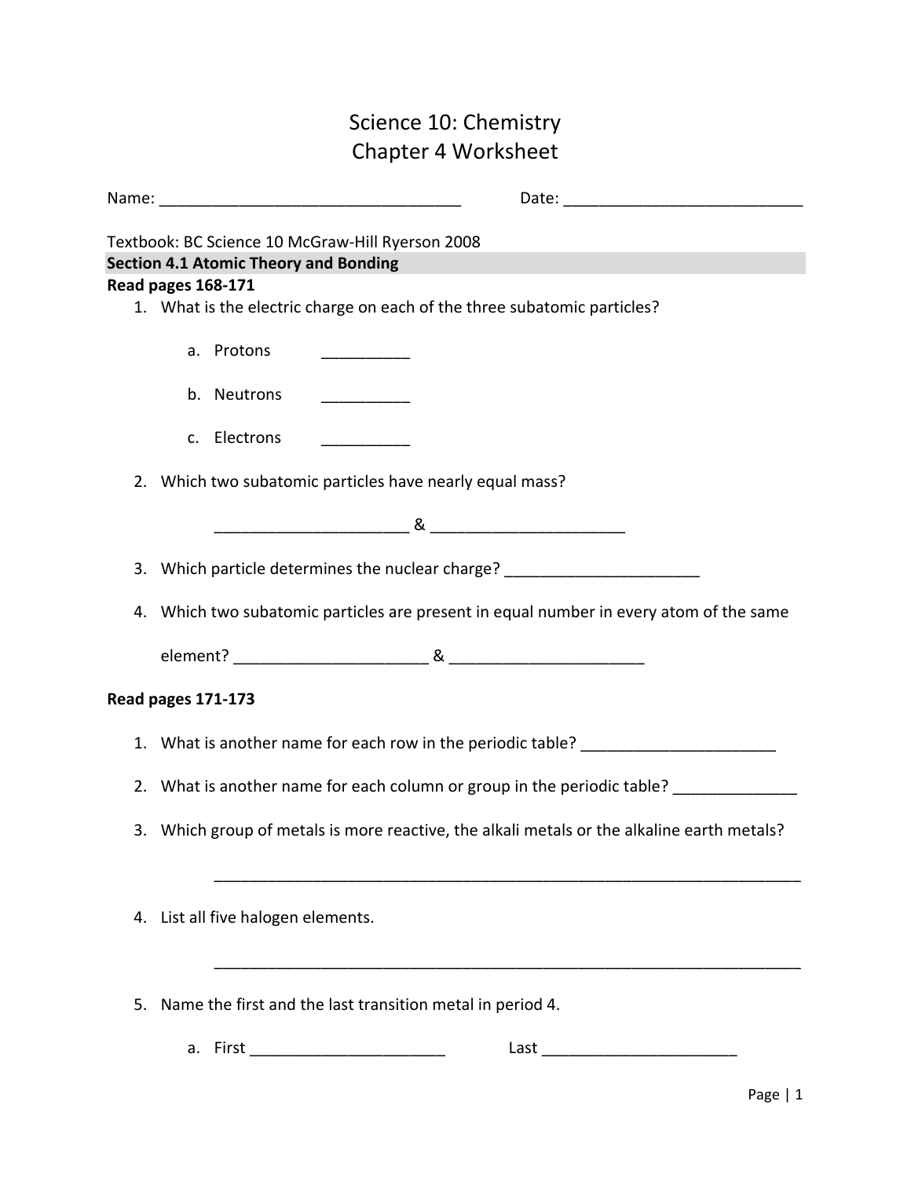# Science 10: Chemistry
# Chapter 4 Worksheet

Name: ___________________________________ Date: ___________________________

Textbook: BC Science 10 McGraw-Hill Ryerson 2008

## Section 4.1 Atomic Theory and Bonding

**Read pages 168-171**

1. What is the electric charge on each of the three subatomic particles?

   a. Protons __________

   b. Neutrons __________

   c. Electrons __________

2. Which two subatomic particles have nearly equal mass?

   ______________________ & ______________________

3. Which particle determines the nuclear charge? ______________________

4. Which two subatomic particles are present in equal number in every atom of the same element? ______________________ & ______________________

**Read pages 171-173**

1. What is another name for each row in the periodic table? ______________________

2. What is another name for each column or group in the periodic table? ______________

3. Which group of metals is more reactive, the alkali metals or the alkaline earth metals?

   ___________________________________________________________________

4. List all five halogen elements.

   ___________________________________________________________________

5. Name the first and the last transition metal in period 4.

   a. First ______________________ Last ______________________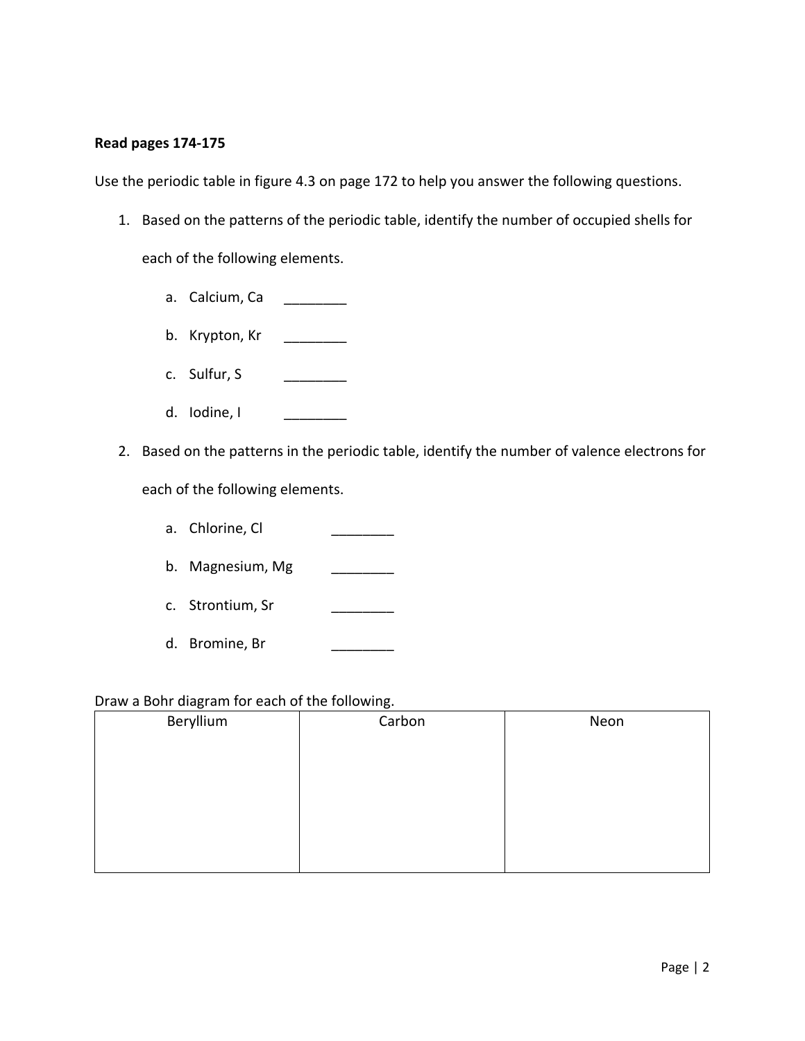**Read pages 174-175**

Use the periodic table in figure 4.3 on page 172 to help you answer the following questions.

1. Based on the patterns of the periodic table, identify the number of occupied shells for each of the following elements.

    a. Calcium, Ca ________

    b. Krypton, Kr ________

    c. Sulfur, S ________

    d. Iodine, I ________

2. Based on the patterns in the periodic table, identify the number of valence electrons for each of the following elements.

    a. Chlorine, Cl ________

    b. Magnesium, Mg ________

    c. Strontium, Sr ________

    d. Bromine, Br ________

Draw a Bohr diagram for each of the following.

| Beryllium | Carbon | Neon |
|---|---|---|
| | | |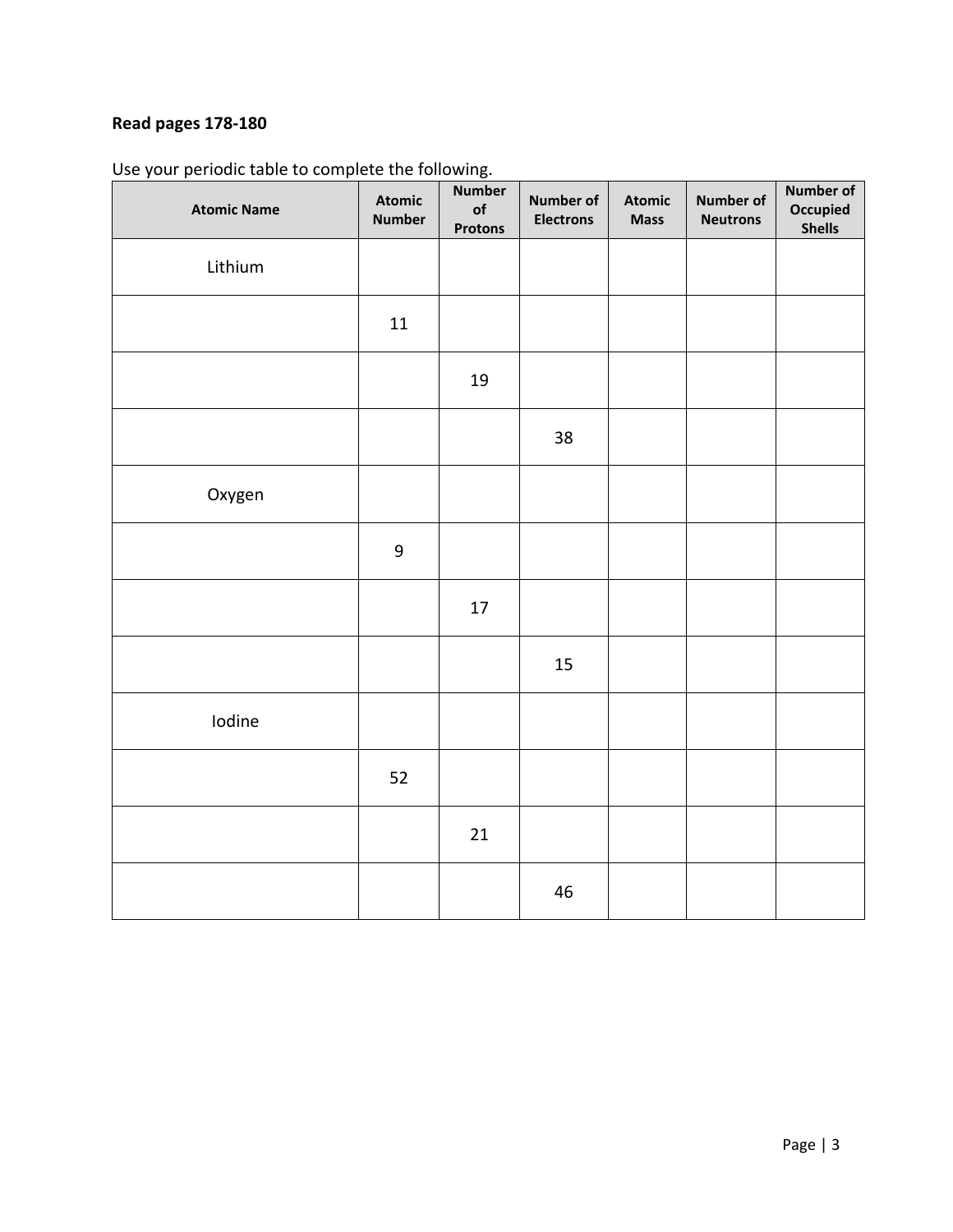**Read pages 178-180**

Use your periodic table to complete the following.

| Atomic Name | Atomic Number | Number of Protons | Number of Electrons | Atomic Mass | Number of Neutrons | Number of Occupied Shells |
|---|---|---|---|---|---|---|
| Lithium | | | | | | |
| | 11 | | | | | |
| | | 19 | | | | |
| | | | 38 | | | |
| Oxygen | | | | | | |
| | 9 | | | | | |
| | | 17 | | | | |
| | | | 15 | | | |
| Iodine | | | | | | |
| | 52 | | | | | |
| | | 21 | | | | |
| | | | 46 | | | |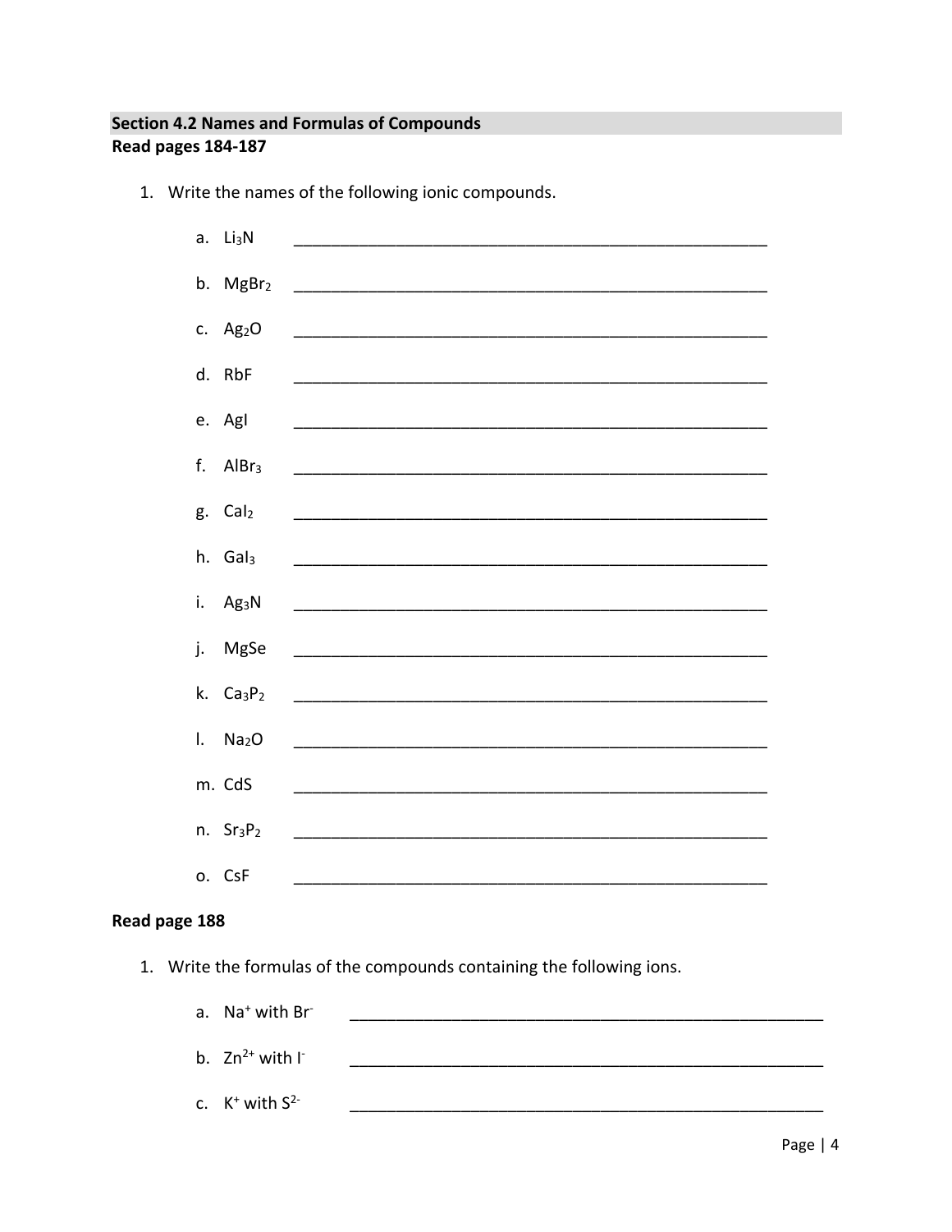## Section 4.2 Names and Formulas of Compounds

**Read pages 184-187**

1. Write the names of the following ionic compounds.

   a. $Li_3N$ ______________________________________________________

   b. $MgBr_2$ ______________________________________________________

   c. $Ag_2O$ ______________________________________________________

   d. RbF ______________________________________________________

   e. AgI ______________________________________________________

   f. $AlBr_3$ ______________________________________________________

   g. $CaI_2$ ______________________________________________________

   h. $GaI_3$ ______________________________________________________

   i. $Ag_3N$ ______________________________________________________

   j. MgSe ______________________________________________________

   k. $Ca_3P_2$ ______________________________________________________

   l. $Na_2O$ ______________________________________________________

   m. CdS ______________________________________________________

   n. $Sr_3P_2$ ______________________________________________________

   o. CsF ______________________________________________________

**Read page 188**

1. Write the formulas of the compounds containing the following ions.

   a. $Na^+$ with $Br^-$ ______________________________________________________

   b. $Zn^{2+}$ with $I^-$ ______________________________________________________

   c. $K^+$ with $S^{2-}$ ______________________________________________________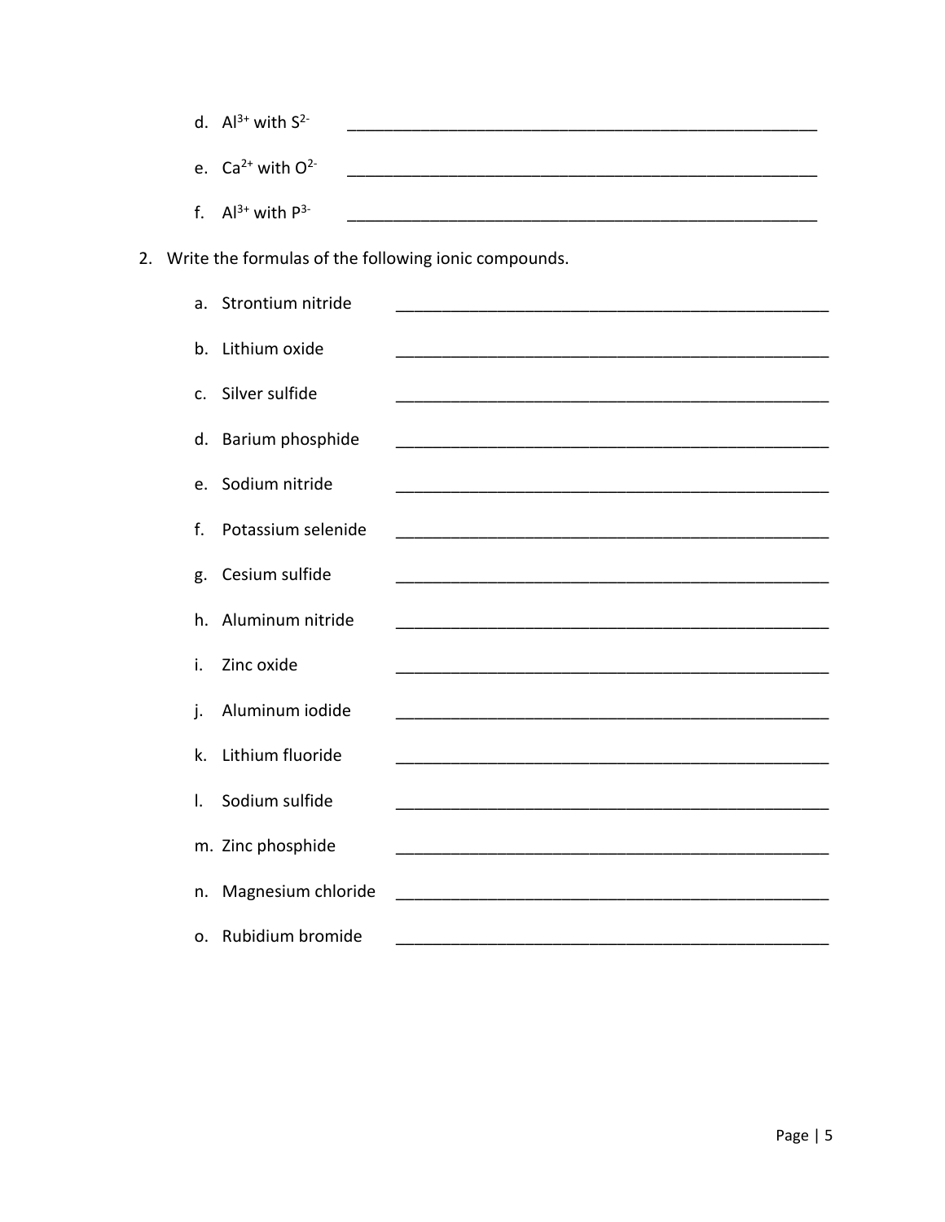d. $Al^{3+}$ with $S^{2-}$ _______________________________________________

e. $Ca^{2+}$ with $O^{2-}$ _______________________________________________

f. $Al^{3+}$ with $P^{3-}$ _______________________________________________

2. Write the formulas of the following ionic compounds.

   a. Strontium nitride _______________________________________________

   b. Lithium oxide _______________________________________________

   c. Silver sulfide _______________________________________________

   d. Barium phosphide _______________________________________________

   e. Sodium nitride _______________________________________________

   f. Potassium selenide _______________________________________________

   g. Cesium sulfide _______________________________________________

   h. Aluminum nitride _______________________________________________

   i. Zinc oxide _______________________________________________

   j. Aluminum iodide _______________________________________________

   k. Lithium fluoride _______________________________________________

   l. Sodium sulfide _______________________________________________

   m. Zinc phosphide _______________________________________________

   n. Magnesium chloride _______________________________________________

   o. Rubidium bromide _______________________________________________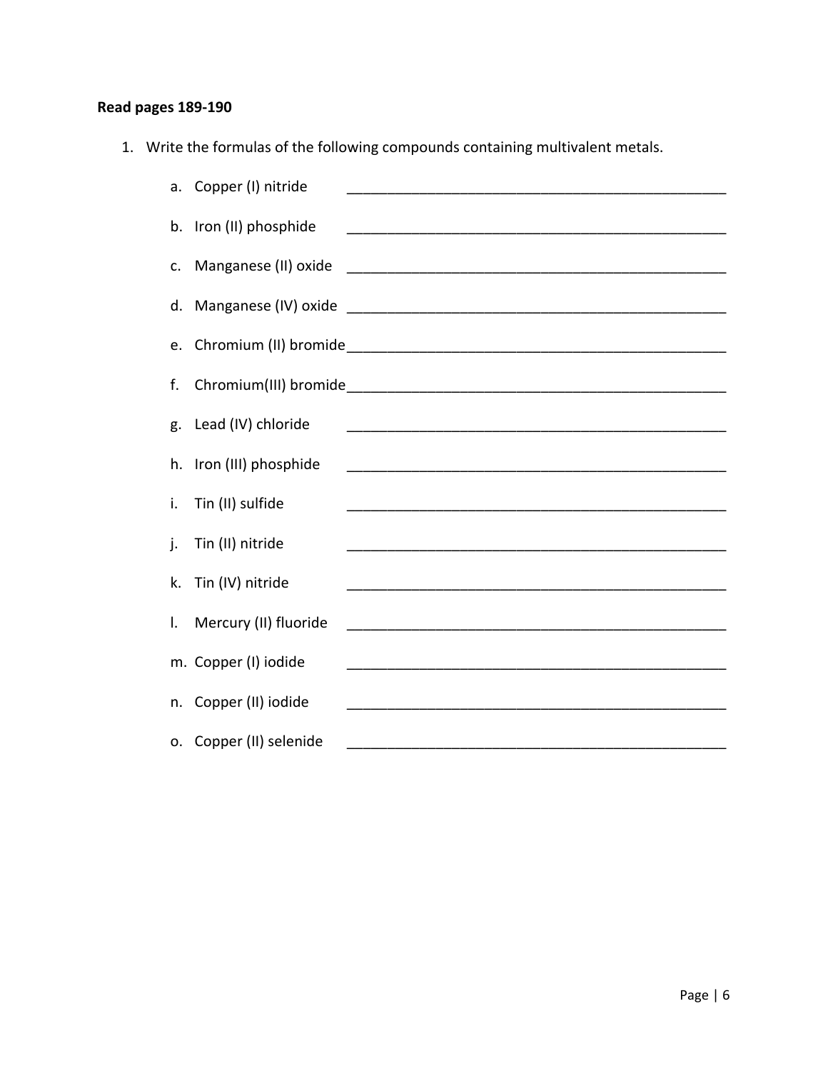**Read pages 189-190**

1. Write the formulas of the following compounds containing multivalent metals.

   a. Copper (I) nitride ________________________________________________

   b. Iron (II) phosphide ________________________________________________

   c. Manganese (II) oxide ________________________________________________

   d. Manganese (IV) oxide ________________________________________________

   e. Chromium (II) bromide________________________________________________

   f. Chromium(III) bromide________________________________________________

   g. Lead (IV) chloride ________________________________________________

   h. Iron (III) phosphide ________________________________________________

   i. Tin (II) sulfide ________________________________________________

   j. Tin (II) nitride ________________________________________________

   k. Tin (IV) nitride ________________________________________________

   l. Mercury (II) fluoride ________________________________________________

   m. Copper (I) iodide ________________________________________________

   n. Copper (II) iodide ________________________________________________

   o. Copper (II) selenide ________________________________________________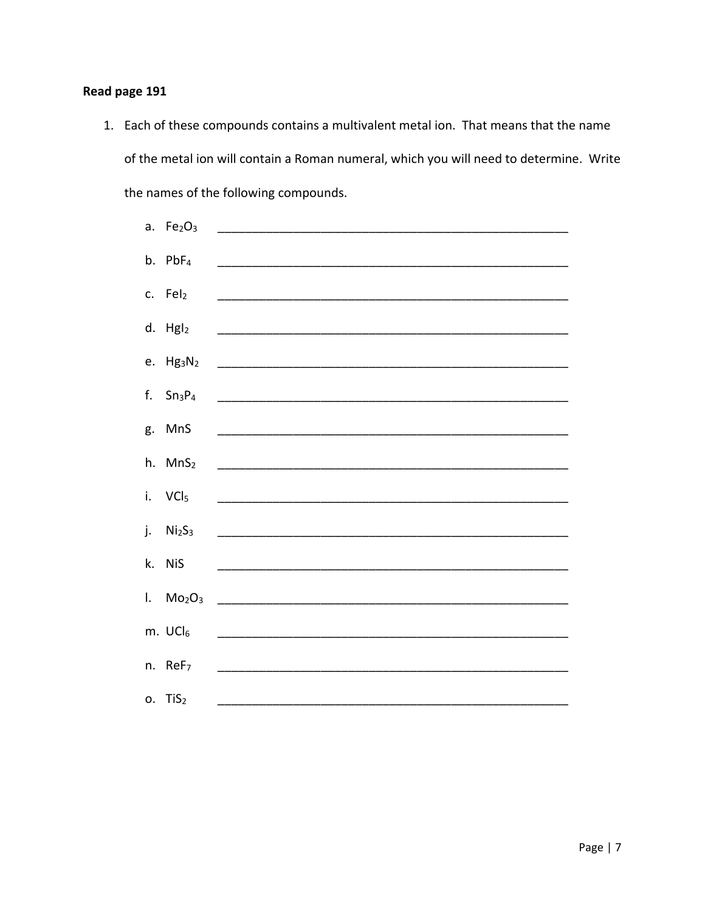**Read page 191**

1. Each of these compounds contains a multivalent metal ion. That means that the name of the metal ion will contain a Roman numeral, which you will need to determine. Write the names of the following compounds.

   a. $Fe_2O_3$ _______________________________________________

   b. $PbF_4$ _______________________________________________

   c. $FeI_2$ _______________________________________________

   d. $HgI_2$ _______________________________________________

   e. $Hg_3N_2$ _______________________________________________

   f. $Sn_3P_4$ _______________________________________________

   g. $MnS$ _______________________________________________

   h. $MnS_2$ _______________________________________________

   i. $VCl_5$ _______________________________________________

   j. $Ni_2S_3$ _______________________________________________

   k. $NiS$ _______________________________________________

   l. $Mo_2O_3$ _______________________________________________

   m. $UCl_6$ _______________________________________________

   n. $ReF_7$ _______________________________________________

   o. $TiS_2$ _______________________________________________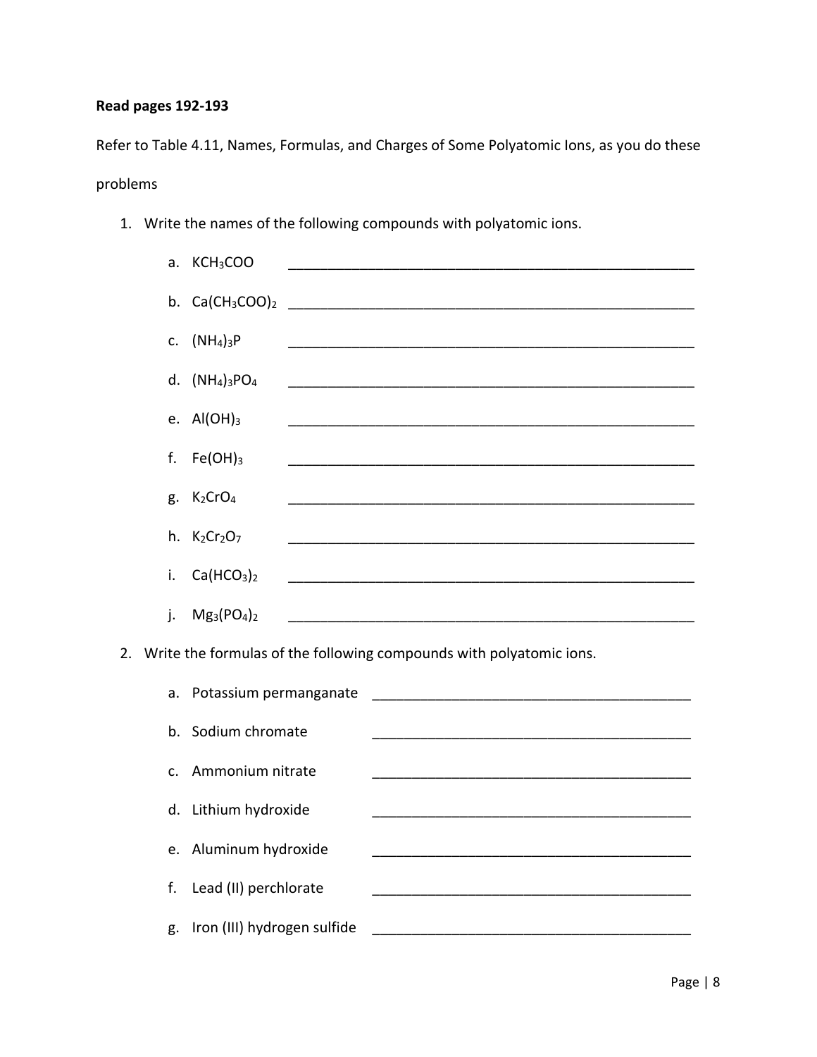**Read pages 192-193**

Refer to Table 4.11, Names, Formulas, and Charges of Some Polyatomic Ions, as you do these problems

1. Write the names of the following compounds with polyatomic ions.

    a. $KCH_3COO$ ______________________________

    b. $Ca(CH_3COO)_2$ ______________________________

    c. $(NH_4)_3P$ ______________________________

    d. $(NH_4)_3PO_4$ ______________________________

    e. $Al(OH)_3$ ______________________________

    f. $Fe(OH)_3$ ______________________________

    g. $K_2CrO_4$ ______________________________

    h. $K_2Cr_2O_7$ ______________________________

    i. $Ca(HCO_3)_2$ ______________________________

    j. $Mg_3(PO_4)_2$ ______________________________

2. Write the formulas of the following compounds with polyatomic ions.

    a. Potassium permanganate ______________________________

    b. Sodium chromate ______________________________

    c. Ammonium nitrate ______________________________

    d. Lithium hydroxide ______________________________

    e. Aluminum hydroxide ______________________________

    f. Lead (II) perchlorate ______________________________

    g. Iron (III) hydrogen sulfide ______________________________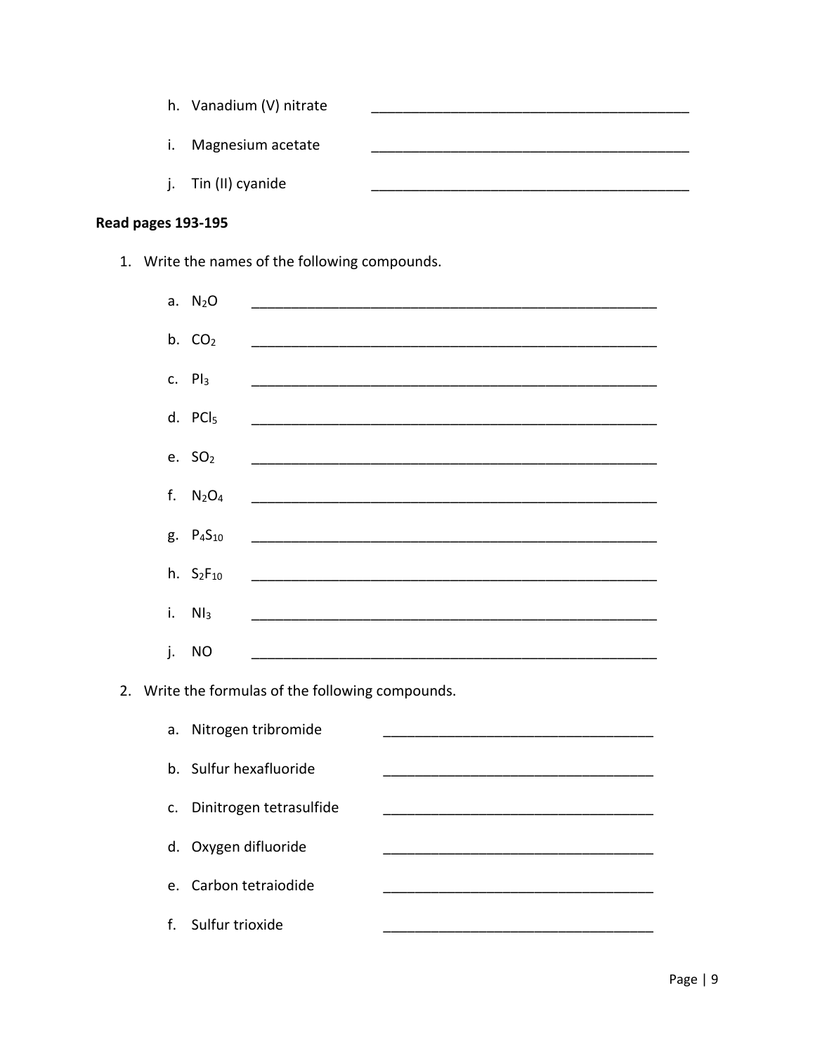h. Vanadium (V) nitrate \_\_\_\_\_\_\_\_\_\_\_\_\_\_\_\_\_\_\_\_\_\_\_\_\_\_\_\_\_\_\_\_\_\_\_\_\_\_\_\_

i. Magnesium acetate \_\_\_\_\_\_\_\_\_\_\_\_\_\_\_\_\_\_\_\_\_\_\_\_\_\_\_\_\_\_\_\_\_\_\_\_\_\_\_\_

j. Tin (II) cyanide \_\_\_\_\_\_\_\_\_\_\_\_\_\_\_\_\_\_\_\_\_\_\_\_\_\_\_\_\_\_\_\_\_\_\_\_\_\_\_\_

**Read pages 193-195**

1. Write the names of the following compounds.

   a. $N_2O$ \_\_\_\_\_\_\_\_\_\_\_\_\_\_\_\_\_\_\_\_\_\_\_\_\_\_\_\_\_\_\_\_\_\_\_\_\_\_\_\_\_\_\_\_\_\_\_\_\_\_

   b. $CO_2$ \_\_\_\_\_\_\_\_\_\_\_\_\_\_\_\_\_\_\_\_\_\_\_\_\_\_\_\_\_\_\_\_\_\_\_\_\_\_\_\_\_\_\_\_\_\_\_\_\_\_

   c. $PI_3$ \_\_\_\_\_\_\_\_\_\_\_\_\_\_\_\_\_\_\_\_\_\_\_\_\_\_\_\_\_\_\_\_\_\_\_\_\_\_\_\_\_\_\_\_\_\_\_\_\_\_

   d. $PCl_5$ \_\_\_\_\_\_\_\_\_\_\_\_\_\_\_\_\_\_\_\_\_\_\_\_\_\_\_\_\_\_\_\_\_\_\_\_\_\_\_\_\_\_\_\_\_\_\_\_\_\_

   e. $SO_2$ \_\_\_\_\_\_\_\_\_\_\_\_\_\_\_\_\_\_\_\_\_\_\_\_\_\_\_\_\_\_\_\_\_\_\_\_\_\_\_\_\_\_\_\_\_\_\_\_\_\_

   f. $N_2O_4$ \_\_\_\_\_\_\_\_\_\_\_\_\_\_\_\_\_\_\_\_\_\_\_\_\_\_\_\_\_\_\_\_\_\_\_\_\_\_\_\_\_\_\_\_\_\_\_\_\_\_

   g. $P_4S_{10}$ \_\_\_\_\_\_\_\_\_\_\_\_\_\_\_\_\_\_\_\_\_\_\_\_\_\_\_\_\_\_\_\_\_\_\_\_\_\_\_\_\_\_\_\_\_\_\_\_\_\_

   h. $S_2F_{10}$ \_\_\_\_\_\_\_\_\_\_\_\_\_\_\_\_\_\_\_\_\_\_\_\_\_\_\_\_\_\_\_\_\_\_\_\_\_\_\_\_\_\_\_\_\_\_\_\_\_\_

   i. $NI_3$ \_\_\_\_\_\_\_\_\_\_\_\_\_\_\_\_\_\_\_\_\_\_\_\_\_\_\_\_\_\_\_\_\_\_\_\_\_\_\_\_\_\_\_\_\_\_\_\_\_\_

   j. NO \_\_\_\_\_\_\_\_\_\_\_\_\_\_\_\_\_\_\_\_\_\_\_\_\_\_\_\_\_\_\_\_\_\_\_\_\_\_\_\_\_\_\_\_\_\_\_\_\_\_

2. Write the formulas of the following compounds.

   a. Nitrogen tribromide \_\_\_\_\_\_\_\_\_\_\_\_\_\_\_\_\_\_\_\_\_\_\_\_\_\_\_\_\_\_\_\_\_\_

   b. Sulfur hexafluoride \_\_\_\_\_\_\_\_\_\_\_\_\_\_\_\_\_\_\_\_\_\_\_\_\_\_\_\_\_\_\_\_\_\_

   c. Dinitrogen tetrasulfide \_\_\_\_\_\_\_\_\_\_\_\_\_\_\_\_\_\_\_\_\_\_\_\_\_\_\_\_\_\_\_\_\_\_

   d. Oxygen difluoride \_\_\_\_\_\_\_\_\_\_\_\_\_\_\_\_\_\_\_\_\_\_\_\_\_\_\_\_\_\_\_\_\_\_

   e. Carbon tetraiodide \_\_\_\_\_\_\_\_\_\_\_\_\_\_\_\_\_\_\_\_\_\_\_\_\_\_\_\_\_\_\_\_\_\_

   f. Sulfur trioxide \_\_\_\_\_\_\_\_\_\_\_\_\_\_\_\_\_\_\_\_\_\_\_\_\_\_\_\_\_\_\_\_\_\_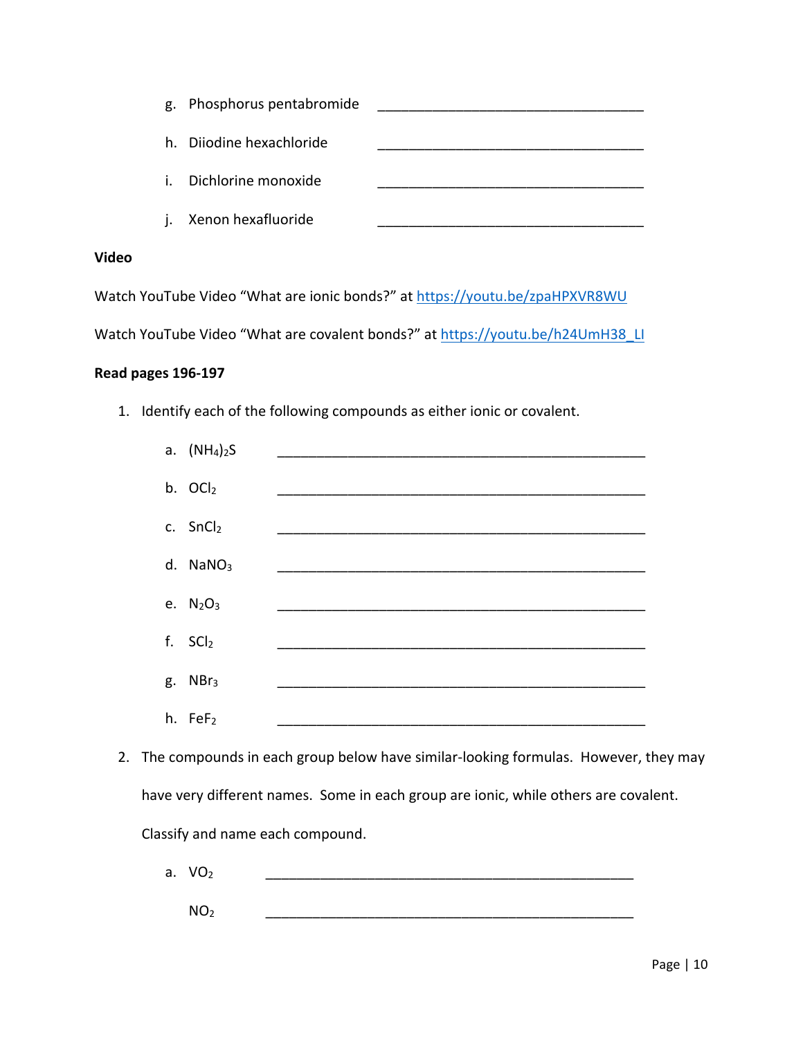g. Phosphorus pentabromide ___________________________________

h. Diiodine hexachloride ___________________________________

i. Dichlorine monoxide ___________________________________

j. Xenon hexafluoride ___________________________________

**Video**

Watch YouTube Video "What are ionic bonds?" at https://youtu.be/zpaHPXVR8WU

Watch YouTube Video "What are covalent bonds?" at https://youtu.be/h24UmH38_LI

**Read pages 196-197**

1. Identify each of the following compounds as either ionic or covalent.

   a. $(NH_4)_2S$ ___________________________________

   b. $OCl_2$ ___________________________________

   c. $SnCl_2$ ___________________________________

   d. $NaNO_3$ ___________________________________

   e. $N_2O_3$ ___________________________________

   f. $SCl_2$ ___________________________________

   g. $NBr_3$ ___________________________________

   h. $FeF_2$ ___________________________________

2. The compounds in each group below have similar-looking formulas. However, they may have very different names. Some in each group are ionic, while others are covalent. Classify and name each compound.

   a. $VO_2$ ___________________________________

      $NO_2$ ___________________________________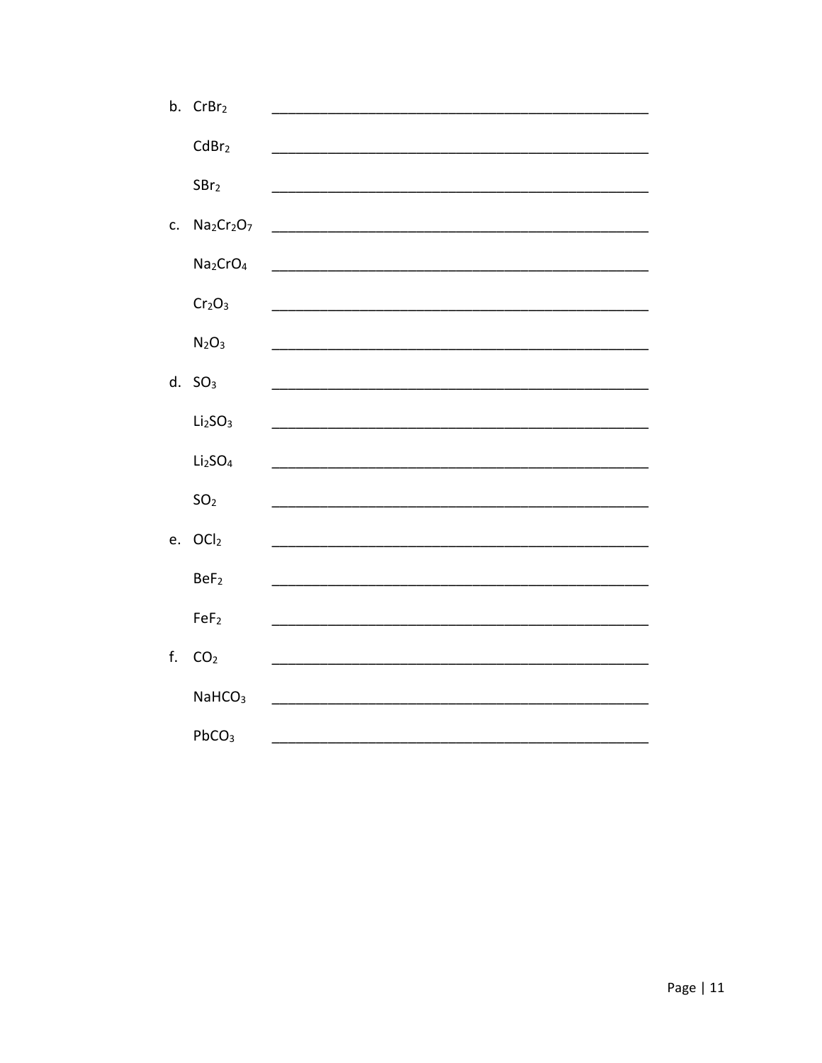b. $CrBr_2$ \_\_\_\_\_\_\_\_\_\_\_\_\_\_\_\_\_\_\_\_\_\_\_\_\_\_\_\_\_\_\_\_\_\_\_\_\_\_\_\_\_\_\_\_

   $CdBr_2$ \_\_\_\_\_\_\_\_\_\_\_\_\_\_\_\_\_\_\_\_\_\_\_\_\_\_\_\_\_\_\_\_\_\_\_\_\_\_\_\_\_\_\_\_

   $SBr_2$ \_\_\_\_\_\_\_\_\_\_\_\_\_\_\_\_\_\_\_\_\_\_\_\_\_\_\_\_\_\_\_\_\_\_\_\_\_\_\_\_\_\_\_\_

c. $Na_2Cr_2O_7$ \_\_\_\_\_\_\_\_\_\_\_\_\_\_\_\_\_\_\_\_\_\_\_\_\_\_\_\_\_\_\_\_\_\_\_\_\_\_\_\_\_\_\_\_

   $Na_2CrO_4$ \_\_\_\_\_\_\_\_\_\_\_\_\_\_\_\_\_\_\_\_\_\_\_\_\_\_\_\_\_\_\_\_\_\_\_\_\_\_\_\_\_\_\_\_

   $Cr_2O_3$ \_\_\_\_\_\_\_\_\_\_\_\_\_\_\_\_\_\_\_\_\_\_\_\_\_\_\_\_\_\_\_\_\_\_\_\_\_\_\_\_\_\_\_\_

   $N_2O_3$ \_\_\_\_\_\_\_\_\_\_\_\_\_\_\_\_\_\_\_\_\_\_\_\_\_\_\_\_\_\_\_\_\_\_\_\_\_\_\_\_\_\_\_\_

d. $SO_3$ \_\_\_\_\_\_\_\_\_\_\_\_\_\_\_\_\_\_\_\_\_\_\_\_\_\_\_\_\_\_\_\_\_\_\_\_\_\_\_\_\_\_\_\_

   $Li_2SO_3$ \_\_\_\_\_\_\_\_\_\_\_\_\_\_\_\_\_\_\_\_\_\_\_\_\_\_\_\_\_\_\_\_\_\_\_\_\_\_\_\_\_\_\_\_

   $Li_2SO_4$ \_\_\_\_\_\_\_\_\_\_\_\_\_\_\_\_\_\_\_\_\_\_\_\_\_\_\_\_\_\_\_\_\_\_\_\_\_\_\_\_\_\_\_\_

   $SO_2$ \_\_\_\_\_\_\_\_\_\_\_\_\_\_\_\_\_\_\_\_\_\_\_\_\_\_\_\_\_\_\_\_\_\_\_\_\_\_\_\_\_\_\_\_

e. $OCl_2$ \_\_\_\_\_\_\_\_\_\_\_\_\_\_\_\_\_\_\_\_\_\_\_\_\_\_\_\_\_\_\_\_\_\_\_\_\_\_\_\_\_\_\_\_

   $BeF_2$ \_\_\_\_\_\_\_\_\_\_\_\_\_\_\_\_\_\_\_\_\_\_\_\_\_\_\_\_\_\_\_\_\_\_\_\_\_\_\_\_\_\_\_\_

   $FeF_2$ \_\_\_\_\_\_\_\_\_\_\_\_\_\_\_\_\_\_\_\_\_\_\_\_\_\_\_\_\_\_\_\_\_\_\_\_\_\_\_\_\_\_\_\_

f. $CO_2$ \_\_\_\_\_\_\_\_\_\_\_\_\_\_\_\_\_\_\_\_\_\_\_\_\_\_\_\_\_\_\_\_\_\_\_\_\_\_\_\_\_\_\_\_

   $NaHCO_3$ \_\_\_\_\_\_\_\_\_\_\_\_\_\_\_\_\_\_\_\_\_\_\_\_\_\_\_\_\_\_\_\_\_\_\_\_\_\_\_\_\_\_\_\_

   $PbCO_3$ \_\_\_\_\_\_\_\_\_\_\_\_\_\_\_\_\_\_\_\_\_\_\_\_\_\_\_\_\_\_\_\_\_\_\_\_\_\_\_\_\_\_\_\_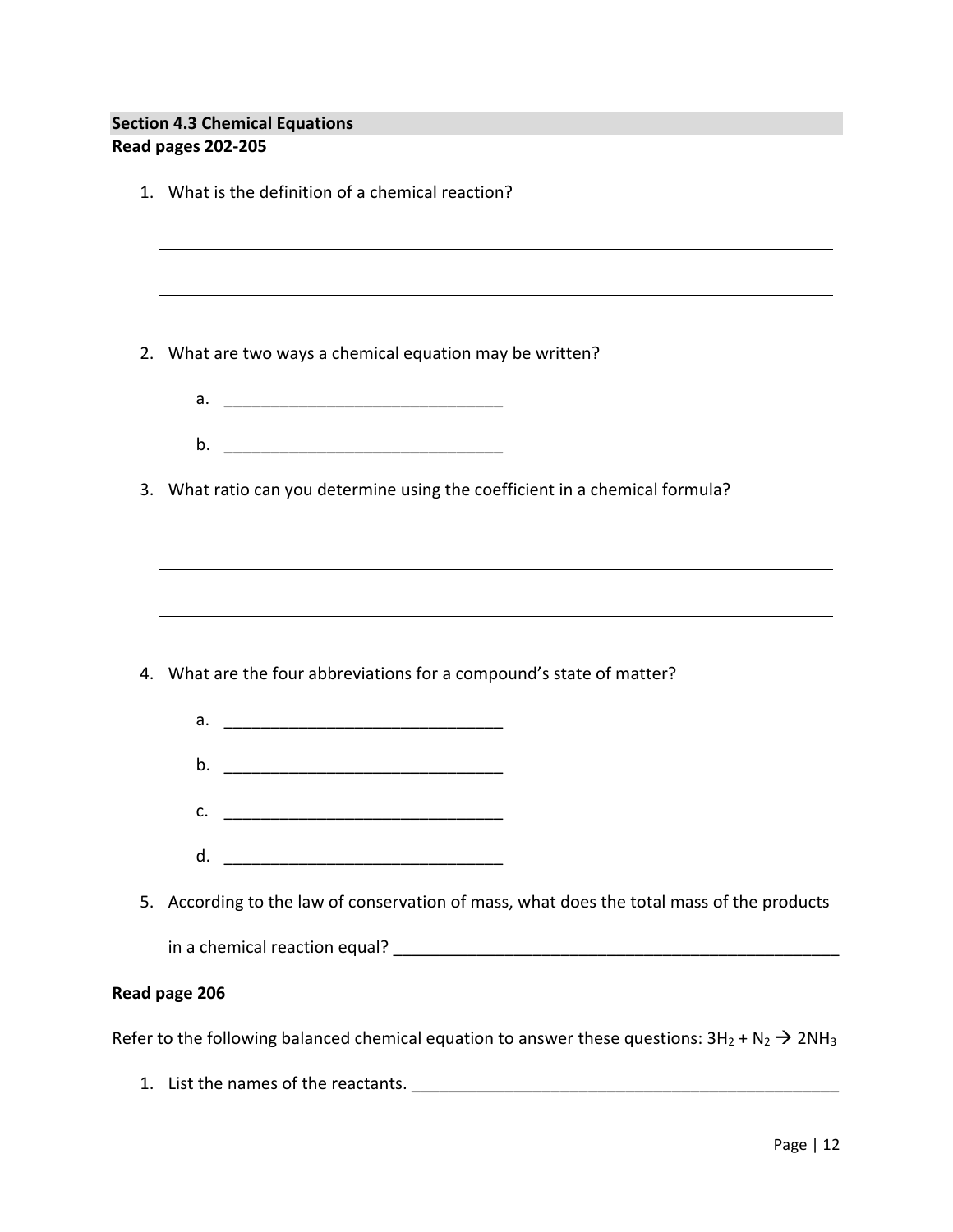## Section 4.3 Chemical Equations

**Read pages 202-205**

1. What is the definition of a chemical reaction?

   ______________________________________________________________________

   ______________________________________________________________________

2. What are two ways a chemical equation may be written?

   a. _______________________________

   b. _______________________________

3. What ratio can you determine using the coefficient in a chemical formula?

   ______________________________________________________________________

   ______________________________________________________________________

4. What are the four abbreviations for a compound's state of matter?

   a. _______________________________

   b. _______________________________

   c. _______________________________

   d. _______________________________

5. According to the law of conservation of mass, what does the total mass of the products in a chemical reaction equal? ___________________________________________________

**Read page 206**

Refer to the following balanced chemical equation to answer these questions: $3H_2 + N_2 \rightarrow 2NH_3$

1. List the names of the reactants. ________________________________________________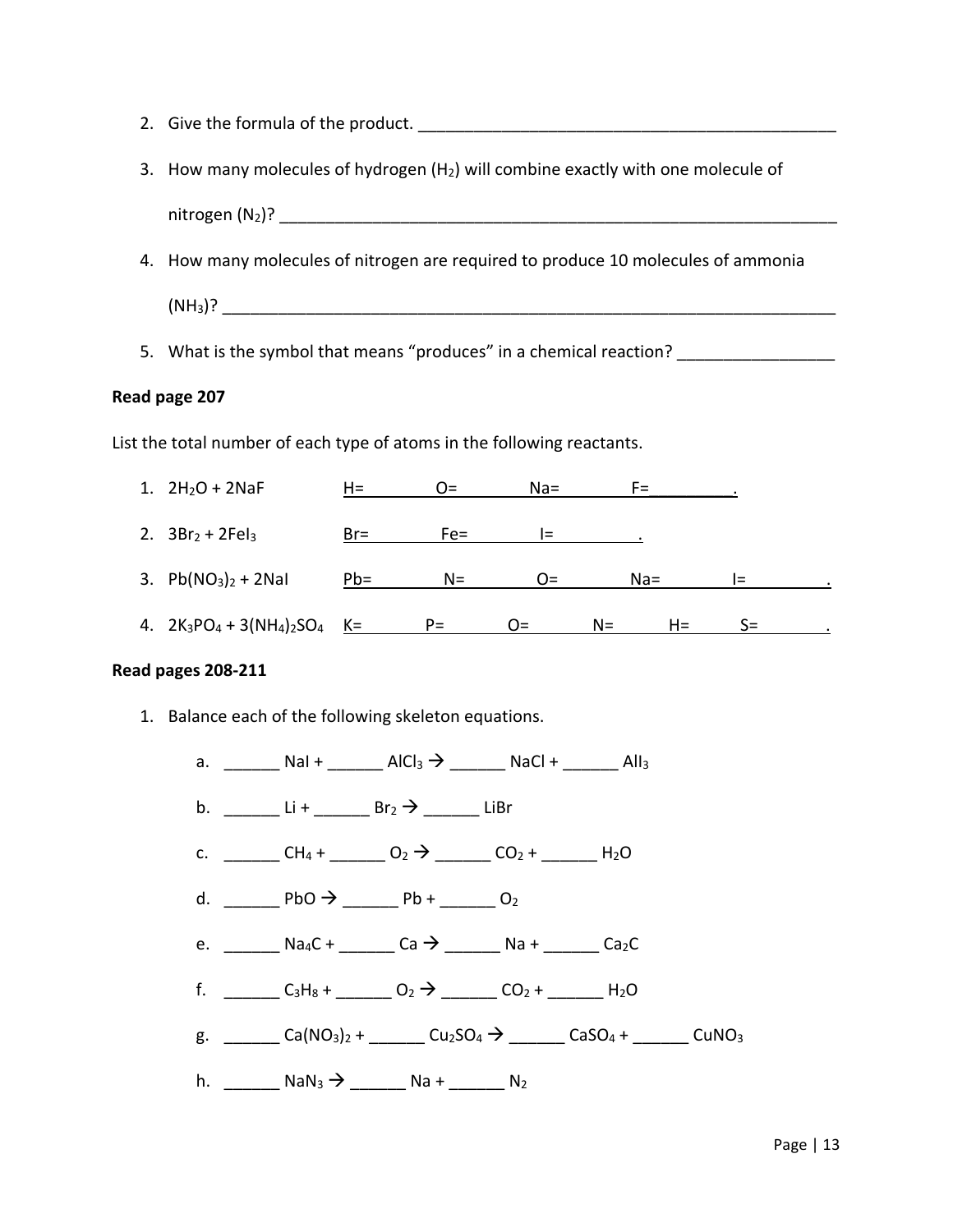2. Give the formula of the product. _______________________________________________

3. How many molecules of hydrogen ($H_2$) will combine exactly with one molecule of nitrogen ($N_2$)? _______________________________________________

4. How many molecules of nitrogen are required to produce 10 molecules of ammonia ($NH_3$)? _______________________________________________

5. What is the symbol that means "produces" in a chemical reaction? _________________

**Read page 207**

List the total number of each type of atoms in the following reactants.

1. $2H_2O + 2NaF$   H=   O=   Na=   F=_________.

2. $3Br_2 + 2FeI_3$   Br=   Fe=   I=   .

3. $Pb(NO_3)_2 + 2NaI$   Pb=   N=   O=   Na=   I=   .

4. $2K_3PO_4 + 3(NH_4)_2SO_4$   K=   P=   O=   N=   H=   S=   .

**Read pages 208-211**

1. Balance each of the following skeleton equations.

   a. ______ $NaI$ + ______ $AlCl_3$ → ______ $NaCl$ + ______ $AlI_3$

   b. ______ $Li$ + ______ $Br_2$ → ______ $LiBr$

   c. ______ $CH_4$ + ______ $O_2$ → ______ $CO_2$ + ______ $H_2O$

   d. ______ $PbO$ → ______ $Pb$ + ______ $O_2$

   e. ______ $Na_4C$ + ______ $Ca$ → ______ $Na$ + ______ $Ca_2C$

   f. ______ $C_3H_8$ + ______ $O_2$ → ______ $CO_2$ + ______ $H_2O$

   g. ______ $Ca(NO_3)_2$ + ______ $Cu_2SO_4$ → ______ $CaSO_4$ + ______ $CuNO_3$

   h. ______ $NaN_3$ → ______ $Na$ + ______ $N_2$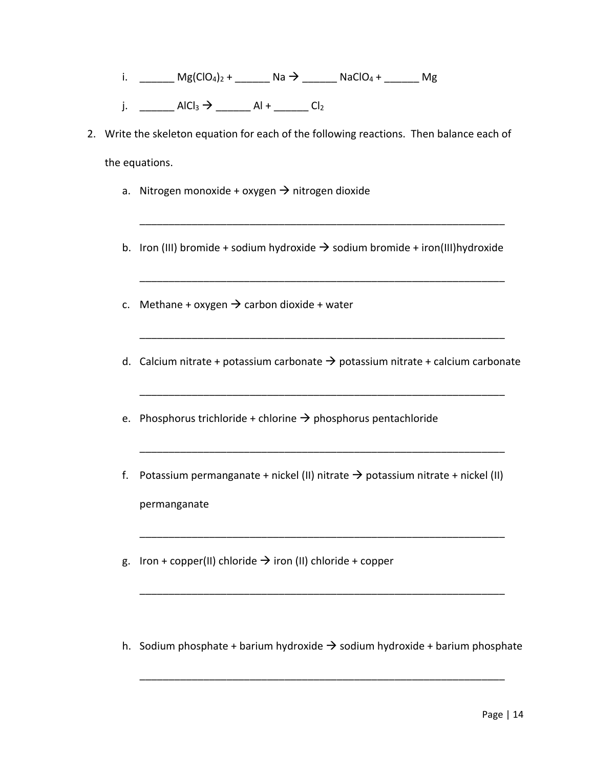i. ______ $Mg(ClO_4)_2$ + ______ Na → ______ $NaClO_4$ + ______ Mg

j. ______ $AlCl_3$ → ______ Al + ______ $Cl_2$

2. Write the skeleton equation for each of the following reactions. Then balance each of the equations.

   a. Nitrogen monoxide + oxygen → nitrogen dioxide

   _________________________________________________________________

   b. Iron (III) bromide + sodium hydroxide → sodium bromide + iron(III)hydroxide

   _________________________________________________________________

   c. Methane + oxygen → carbon dioxide + water

   _________________________________________________________________

   d. Calcium nitrate + potassium carbonate → potassium nitrate + calcium carbonate

   _________________________________________________________________

   e. Phosphorus trichloride + chlorine → phosphorus pentachloride

   _________________________________________________________________

   f. Potassium permanganate + nickel (II) nitrate → potassium nitrate + nickel (II) permanganate

   _________________________________________________________________

   g. Iron + copper(II) chloride → iron (II) chloride + copper

   _________________________________________________________________

   h. Sodium phosphate + barium hydroxide → sodium hydroxide + barium phosphate

   _________________________________________________________________